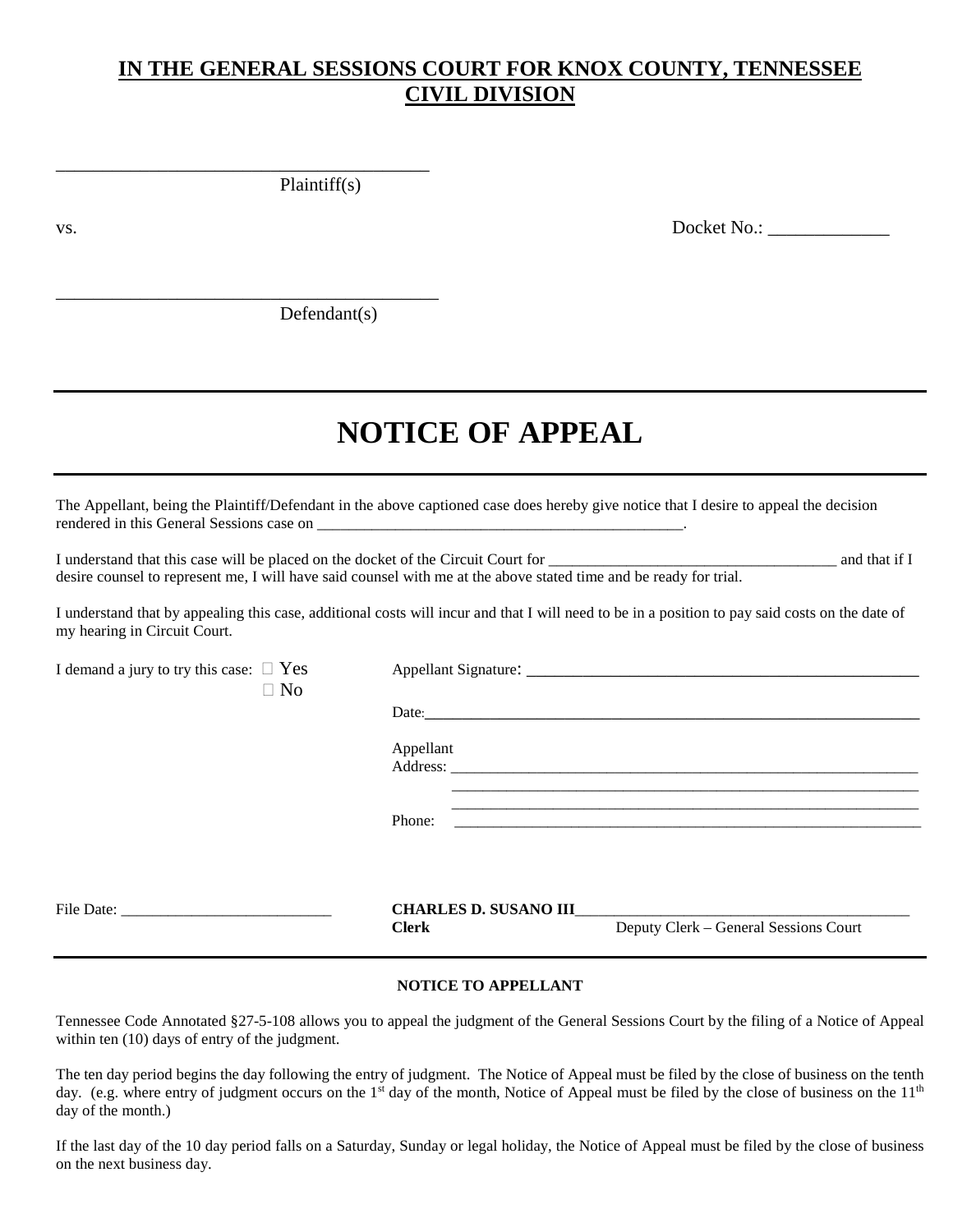**IN THE GENERAL SESSIONS COURT FOR KNOX COUNTY, TENNESSEE**
**CIVIL DIVISION**

_________________________________________
Plaintiff(s)

vs. Docket No.: _____________

__________________________________________
Defendant(s)

---

# NOTICE OF APPEAL

---

The Appellant, being the Plaintiff/Defendant in the above captioned case does hereby give notice that I desire to appeal the decision rendered in this General Sessions case on ________________________________________________.

I understand that this case will be placed on the docket of the Circuit Court for ____________________________________ and that if I desire counsel to represent me, I will have said counsel with me at the above stated time and be ready for trial.

I understand that by appealing this case, additional costs will incur and that I will need to be in a position to pay said costs on the date of my hearing in Circuit Court.

I demand a jury to try this case: ☐ Yes
☐ No

Appellant Signature: __________________________________________________

Date: ______________________________________________________________

Appellant
Address: ______________________________________________________________
______________________________________________________________
______________________________________________________________

Phone: ______________________________________________________________

File Date: ___________________________

**CHARLES D. SUSANO III**_________________________________________
**Clerk** Deputy Clerk – General Sessions Court

---

**NOTICE TO APPELLANT**

Tennessee Code Annotated §27-5-108 allows you to appeal the judgment of the General Sessions Court by the filing of a Notice of Appeal within ten (10) days of entry of the judgment.

The ten day period begins the day following the entry of judgment. The Notice of Appeal must be filed by the close of business on the tenth day. (e.g. where entry of judgment occurs on the 1st day of the month, Notice of Appeal must be filed by the close of business on the 11th day of the month.)

If the last day of the 10 day period falls on a Saturday, Sunday or legal holiday, the Notice of Appeal must be filed by the close of business on the next business day.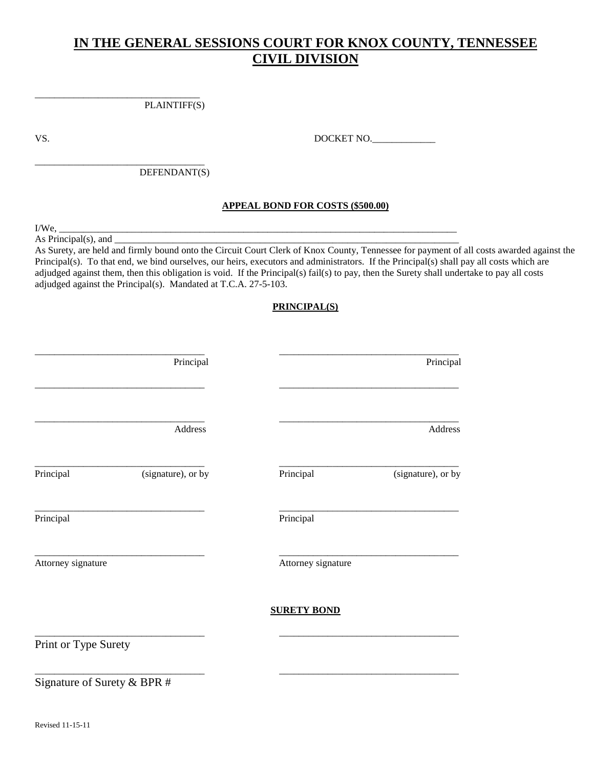# IN THE GENERAL SESSIONS COURT FOR KNOX COUNTY, TENNESSEE CIVIL DIVISION

\_\_\_\_\_\_\_\_\_\_\_\_\_\_\_\_\_\_\_\_\_\_\_\_\_\_\_\_\_\_\_\_\_\_
PLAINTIFF(S)

VS. DOCKET NO.\_\_\_\_\_\_\_\_\_\_\_\_\_

\_\_\_\_\_\_\_\_\_\_\_\_\_\_\_\_\_\_\_\_\_\_\_\_\_\_\_\_\_\_\_\_\_\_
DEFENDANT(S)

**APPEAL BOND FOR COSTS ($500.00)**

I/We, \_\_\_\_\_\_\_\_\_\_\_\_\_\_\_\_\_\_\_\_\_\_\_\_\_\_\_\_\_\_\_\_\_\_\_\_\_\_\_\_\_\_\_\_\_\_\_\_\_\_\_\_\_\_\_\_\_\_\_\_\_\_\_\_\_\_\_\_\_\_\_\_
As Principal(s), and \_\_\_\_\_\_\_\_\_\_\_\_\_\_\_\_\_\_\_\_\_\_\_\_\_\_\_\_\_\_\_\_\_\_\_\_\_\_\_\_\_\_\_\_\_\_\_\_\_\_\_\_\_\_\_\_\_\_\_\_\_\_\_\_
As Surety, are held and firmly bound onto the Circuit Court Clerk of Knox County, Tennessee for payment of all costs awarded against the Principal(s). To that end, we bind ourselves, our heirs, executors and administrators. If the Principal(s) shall pay all costs which are adjudged against them, then this obligation is void. If the Principal(s) fail(s) to pay, then the Surety shall undertake to pay all costs adjudged against the Principal(s). Mandated at T.C.A. 27-5-103.

**PRINCIPAL(S)**

| | |
|---|---|
| \_\_\_\_\_\_\_\_\_\_\_\_\_\_\_\_\_\_\_\_ Principal | \_\_\_\_\_\_\_\_\_\_\_\_\_\_\_\_\_\_\_\_ Principal |
| \_\_\_\_\_\_\_\_\_\_\_\_\_\_\_\_\_\_\_\_ | \_\_\_\_\_\_\_\_\_\_\_\_\_\_\_\_\_\_\_\_ |
| \_\_\_\_\_\_\_\_\_\_\_\_\_\_\_\_\_\_\_\_ Address | \_\_\_\_\_\_\_\_\_\_\_\_\_\_\_\_\_\_\_\_ Address |
| \_\_\_\_\_\_\_\_\_\_\_\_\_\_\_\_\_\_\_\_ Principal (signature), or by | \_\_\_\_\_\_\_\_\_\_\_\_\_\_\_\_\_\_\_\_ Principal (signature), or by |
| \_\_\_\_\_\_\_\_\_\_\_\_\_\_\_\_\_\_\_\_ Principal | \_\_\_\_\_\_\_\_\_\_\_\_\_\_\_\_\_\_\_\_ Principal |
| \_\_\_\_\_\_\_\_\_\_\_\_\_\_\_\_\_\_\_\_ Attorney signature | \_\_\_\_\_\_\_\_\_\_\_\_\_\_\_\_\_\_\_\_ Attorney signature |

**SURETY BOND**

| | |
|---|---|
| \_\_\_\_\_\_\_\_\_\_\_\_\_\_\_\_\_\_\_\_ Print or Type Surety | \_\_\_\_\_\_\_\_\_\_\_\_\_\_\_\_\_\_\_\_ |
| \_\_\_\_\_\_\_\_\_\_\_\_\_\_\_\_\_\_\_\_ Signature of Surety & BPR # | \_\_\_\_\_\_\_\_\_\_\_\_\_\_\_\_\_\_\_\_ |

Revised 11-15-11